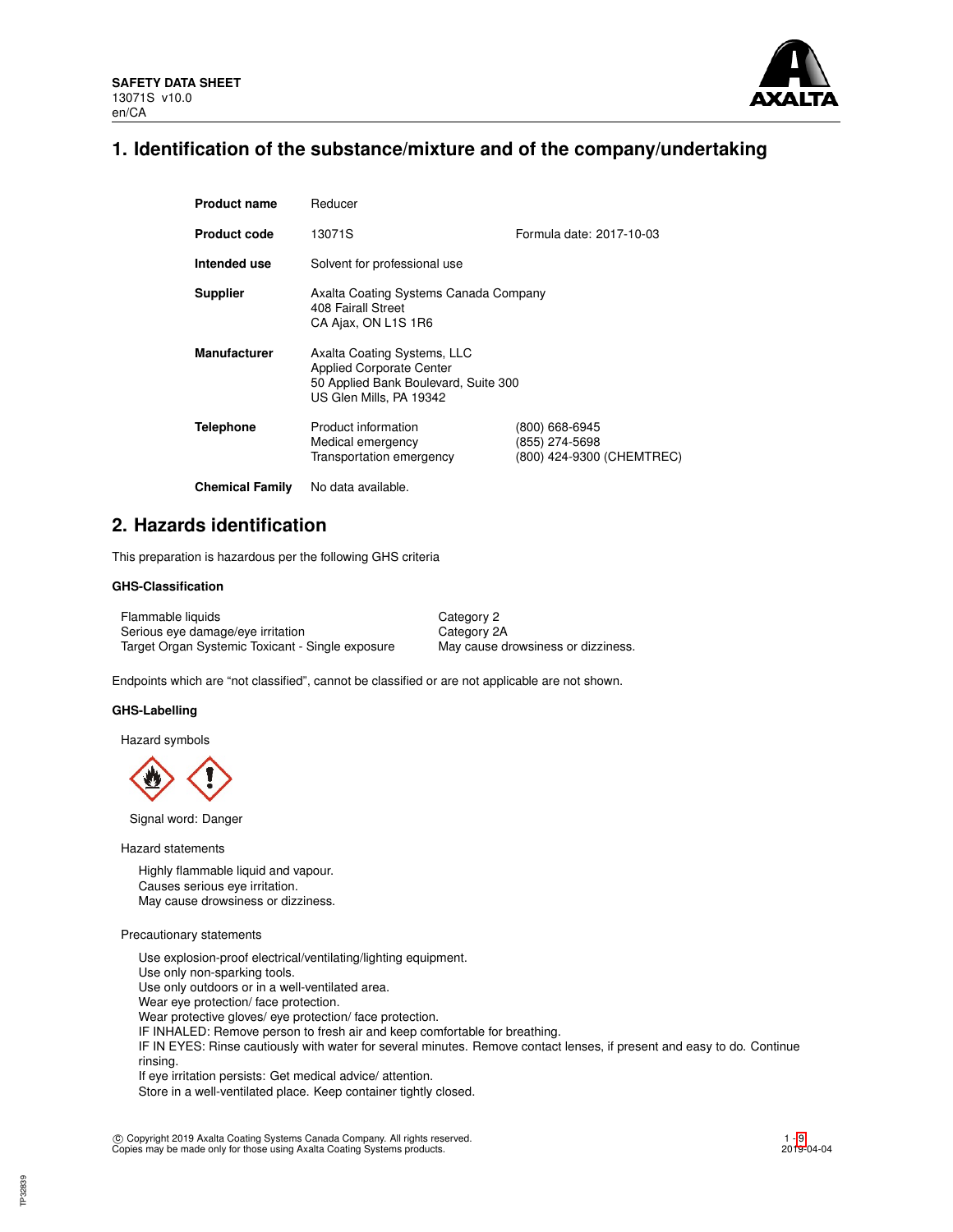**SAFETY DATA SHEET**
13071S v10.0
en/CA

# 1. Identification of the substance/mixture and of the company/undertaking

| | | |
|---|---|---|
| **Product name** | Reducer | |
| **Product code** | 13071S | Formula date: 2017-10-03 |
| **Intended use** | Solvent for professional use | |
| **Supplier** | Axalta Coating Systems Canada Company<br>408 Fairall Street<br>CA Ajax, ON L1S 1R6 | |
| **Manufacturer** | Axalta Coating Systems, LLC<br>Applied Corporate Center<br>50 Applied Bank Boulevard, Suite 300<br>US Glen Mills, PA 19342 | |
| **Telephone** | Product information<br>Medical emergency<br>Transportation emergency | (800) 668-6945<br>(855) 274-5698<br>(800) 424-9300 (CHEMTREC) |
| **Chemical Family** | No data available. | |

# 2. Hazards identification

This preparation is hazardous per the following GHS criteria

### GHS-Classification

| | |
|---|---|
| Flammable liquids | Category 2 |
| Serious eye damage/eye irritation | Category 2A |
| Target Organ Systemic Toxicant - Single exposure | May cause drowsiness or dizziness. |

Endpoints which are "not classified", cannot be classified or are not applicable are not shown.

### GHS-Labelling

Hazard symbols

Signal word: Danger

Hazard statements

Highly flammable liquid and vapour.
Causes serious eye irritation.
May cause drowsiness or dizziness.

Precautionary statements

Use explosion-proof electrical/ventilating/lighting equipment.
Use only non-sparking tools.
Use only outdoors or in a well-ventilated area.
Wear eye protection/ face protection.
Wear protective gloves/ eye protection/ face protection.
IF INHALED: Remove person to fresh air and keep comfortable for breathing.
IF IN EYES: Rinse cautiously with water for several minutes. Remove contact lenses, if present and easy to do. Continue rinsing.
If eye irritation persists: Get medical advice/ attention.
Store in a well-ventilated place. Keep container tightly closed.

© Copyright 2019 Axalta Coating Systems Canada Company. All rights reserved.
Copies may be made only for those using Axalta Coating Systems products.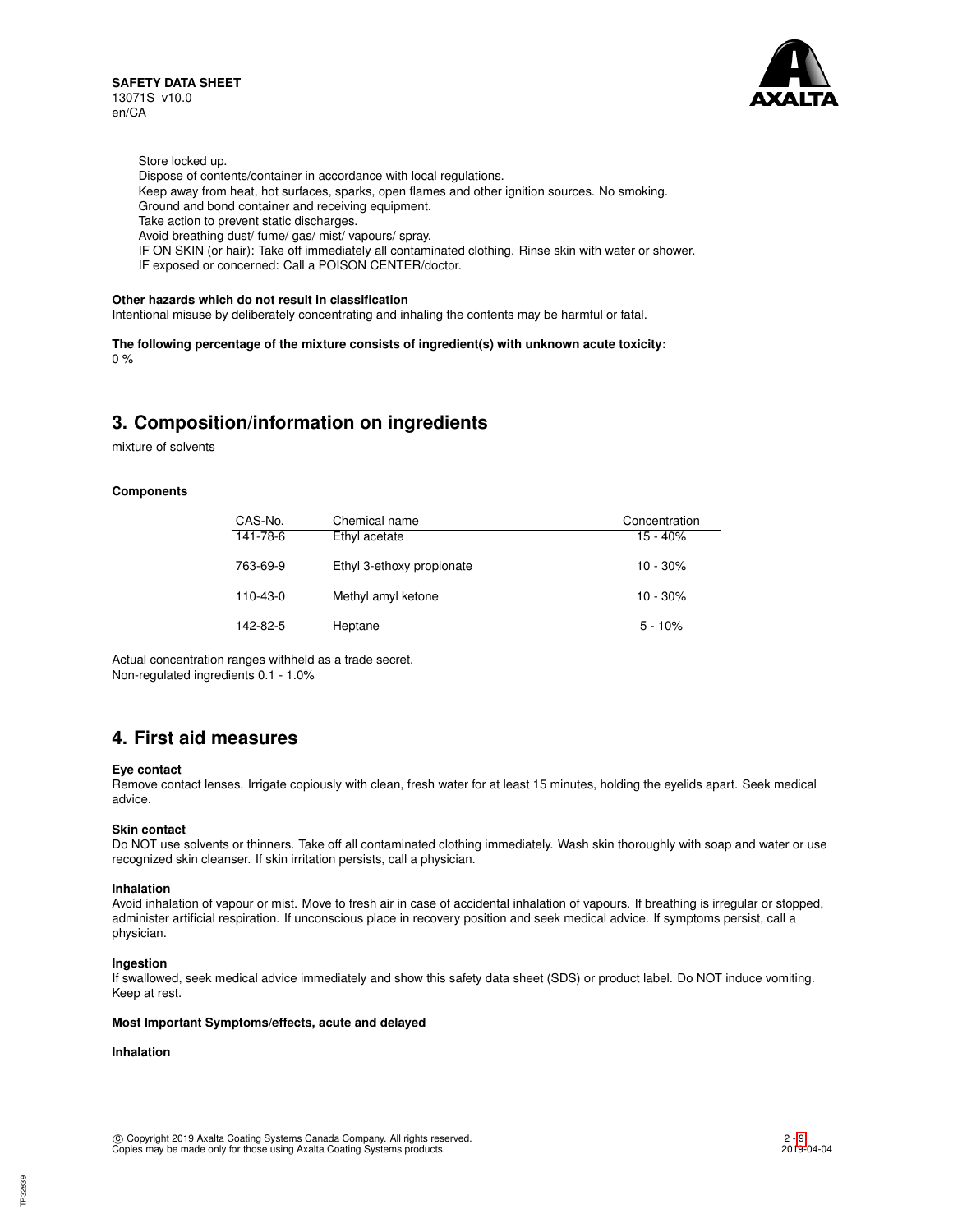Store locked up.
Dispose of contents/container in accordance with local regulations.
Keep away from heat, hot surfaces, sparks, open flames and other ignition sources. No smoking.
Ground and bond container and receiving equipment.
Take action to prevent static discharges.
Avoid breathing dust/ fume/ gas/ mist/ vapours/ spray.
IF ON SKIN (or hair): Take off immediately all contaminated clothing. Rinse skin with water or shower.
IF exposed or concerned: Call a POISON CENTER/doctor.

**Other hazards which do not result in classification**
Intentional misuse by deliberately concentrating and inhaling the contents may be harmful or fatal.

**The following percentage of the mixture consists of ingredient(s) with unknown acute toxicity:**
0 %

## 3. Composition/information on ingredients

mixture of solvents

**Components**

| CAS-No. | Chemical name | Concentration |
|---|---|---|
| 141-78-6 | Ethyl acetate | 15 - 40% |
| 763-69-9 | Ethyl 3-ethoxy propionate | 10 - 30% |
| 110-43-0 | Methyl amyl ketone | 10 - 30% |
| 142-82-5 | Heptane | 5 - 10% |

Actual concentration ranges withheld as a trade secret.
Non-regulated ingredients 0.1 - 1.0%

## 4. First aid measures

**Eye contact**
Remove contact lenses. Irrigate copiously with clean, fresh water for at least 15 minutes, holding the eyelids apart. Seek medical advice.

**Skin contact**
Do NOT use solvents or thinners. Take off all contaminated clothing immediately. Wash skin thoroughly with soap and water or use recognized skin cleanser. If skin irritation persists, call a physician.

**Inhalation**
Avoid inhalation of vapour or mist. Move to fresh air in case of accidental inhalation of vapours. If breathing is irregular or stopped, administer artificial respiration. If unconscious place in recovery position and seek medical advice. If symptoms persist, call a physician.

**Ingestion**
If swallowed, seek medical advice immediately and show this safety data sheet (SDS) or product label. Do NOT induce vomiting. Keep at rest.

**Most Important Symptoms/effects, acute and delayed**

**Inhalation**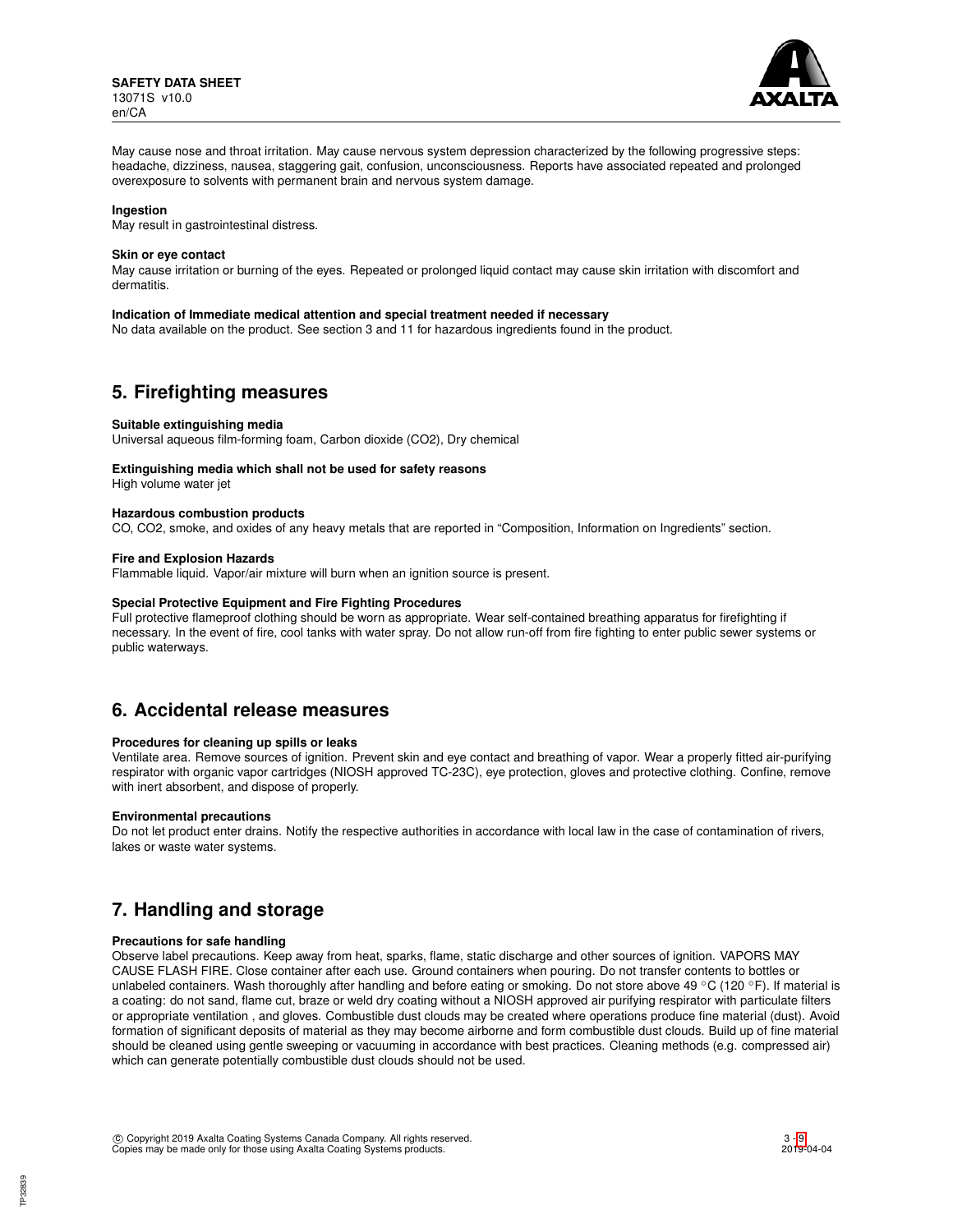May cause nose and throat irritation. May cause nervous system depression characterized by the following progressive steps: headache, dizziness, nausea, staggering gait, confusion, unconsciousness. Reports have associated repeated and prolonged overexposure to solvents with permanent brain and nervous system damage.

**Ingestion**
May result in gastrointestinal distress.

**Skin or eye contact**
May cause irritation or burning of the eyes. Repeated or prolonged liquid contact may cause skin irritation with discomfort and dermatitis.

**Indication of Immediate medical attention and special treatment needed if necessary**
No data available on the product. See section 3 and 11 for hazardous ingredients found in the product.

## 5. Firefighting measures

**Suitable extinguishing media**
Universal aqueous film-forming foam, Carbon dioxide ($CO_2$), Dry chemical

**Extinguishing media which shall not be used for safety reasons**
High volume water jet

**Hazardous combustion products**
CO, $CO_2$, smoke, and oxides of any heavy metals that are reported in "Composition, Information on Ingredients" section.

**Fire and Explosion Hazards**
Flammable liquid. Vapor/air mixture will burn when an ignition source is present.

**Special Protective Equipment and Fire Fighting Procedures**
Full protective flameproof clothing should be worn as appropriate. Wear self-contained breathing apparatus for firefighting if necessary. In the event of fire, cool tanks with water spray. Do not allow run-off from fire fighting to enter public sewer systems or public waterways.

## 6. Accidental release measures

**Procedures for cleaning up spills or leaks**
Ventilate area. Remove sources of ignition. Prevent skin and eye contact and breathing of vapor. Wear a properly fitted air-purifying respirator with organic vapor cartridges (NIOSH approved TC-23C), eye protection, gloves and protective clothing. Confine, remove with inert absorbent, and dispose of properly.

**Environmental precautions**
Do not let product enter drains. Notify the respective authorities in accordance with local law in the case of contamination of rivers, lakes or waste water systems.

## 7. Handling and storage

**Precautions for safe handling**
Observe label precautions. Keep away from heat, sparks, flame, static discharge and other sources of ignition. VAPORS MAY CAUSE FLASH FIRE. Close container after each use. Ground containers when pouring. Do not transfer contents to bottles or unlabeled containers. Wash thoroughly after handling and before eating or smoking. Do not store above 49 °C (120 °F). If material is a coating: do not sand, flame cut, braze or weld dry coating without a NIOSH approved air purifying respirator with particulate filters or appropriate ventilation , and gloves. Combustible dust clouds may be created where operations produce fine material (dust). Avoid formation of significant deposits of material as they may become airborne and form combustible dust clouds. Build up of fine material should be cleaned using gentle sweeping or vacuuming in accordance with best practices. Cleaning methods (e.g. compressed air) which can generate potentially combustible dust clouds should not be used.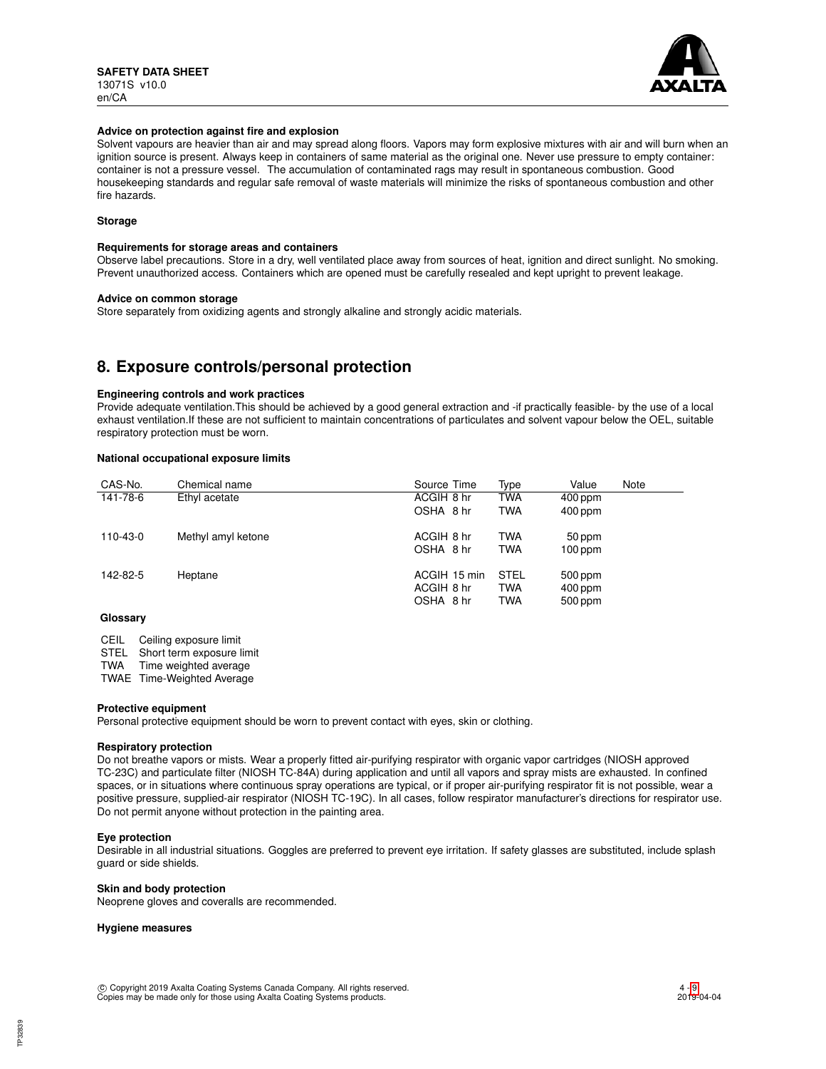**Advice on protection against fire and explosion**
Solvent vapours are heavier than air and may spread along floors. Vapors may form explosive mixtures with air and will burn when an ignition source is present. Always keep in containers of same material as the original one. Never use pressure to empty container: container is not a pressure vessel. The accumulation of contaminated rags may result in spontaneous combustion. Good housekeeping standards and regular safe removal of waste materials will minimize the risks of spontaneous combustion and other fire hazards.

**Storage**

**Requirements for storage areas and containers**
Observe label precautions. Store in a dry, well ventilated place away from sources of heat, ignition and direct sunlight. No smoking. Prevent unauthorized access. Containers which are opened must be carefully resealed and kept upright to prevent leakage.

**Advice on common storage**
Store separately from oxidizing agents and strongly alkaline and strongly acidic materials.

## 8. Exposure controls/personal protection

**Engineering controls and work practices**
Provide adequate ventilation.This should be achieved by a good general extraction and -if practically feasible- by the use of a local exhaust ventilation.If these are not sufficient to maintain concentrations of particulates and solvent vapour below the OEL, suitable respiratory protection must be worn.

**National occupational exposure limits**

| CAS-No. | Chemical name | Source | Time | Type | Value | Note |
|---|---|---|---|---|---|---|
| 141-78-6 | Ethyl acetate | ACGIH | 8 hr | TWA | 400 ppm | |
| | | OSHA | 8 hr | TWA | 400 ppm | |
| 110-43-0 | Methyl amyl ketone | ACGIH | 8 hr | TWA | 50 ppm | |
| | | OSHA | 8 hr | TWA | 100 ppm | |
| 142-82-5 | Heptane | ACGIH | 15 min | STEL | 500 ppm | |
| | | ACGIH | 8 hr | TWA | 400 ppm | |
| | | OSHA | 8 hr | TWA | 500 ppm | |

**Glossary**

| | |
|---|---|
| CEIL | Ceiling exposure limit |
| STEL | Short term exposure limit |
| TWA | Time weighted average |
| TWAE | Time-Weighted Average |

**Protective equipment**
Personal protective equipment should be worn to prevent contact with eyes, skin or clothing.

**Respiratory protection**
Do not breathe vapors or mists. Wear a properly fitted air-purifying respirator with organic vapor cartridges (NIOSH approved TC-23C) and particulate filter (NIOSH TC-84A) during application and until all vapors and spray mists are exhausted. In confined spaces, or in situations where continuous spray operations are typical, or if proper air-purifying respirator fit is not possible, wear a positive pressure, supplied-air respirator (NIOSH TC-19C). In all cases, follow respirator manufacturer's directions for respirator use. Do not permit anyone without protection in the painting area.

**Eye protection**
Desirable in all industrial situations. Goggles are preferred to prevent eye irritation. If safety glasses are substituted, include splash guard or side shields.

**Skin and body protection**
Neoprene gloves and coveralls are recommended.

**Hygiene measures**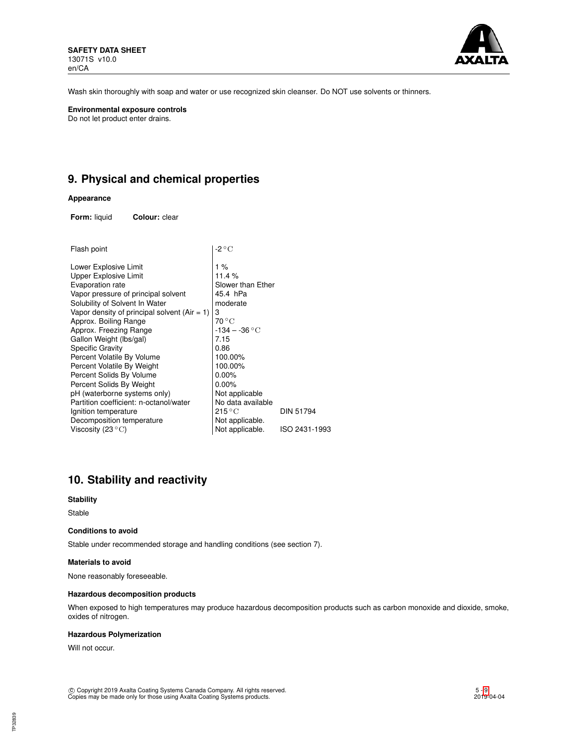Wash skin thoroughly with soap and water or use recognized skin cleanser. Do NOT use solvents or thinners.

**Environmental exposure controls**

Do not let product enter drains.

## 9. Physical and chemical properties

**Appearance**

**Form:** liquid **Colour:** clear

| | | |
|---|---|---|
| Flash point | -2 °C | |
| Lower Explosive Limit | 1 % | |
| Upper Explosive Limit | 11.4 % | |
| Evaporation rate | Slower than Ether | |
| Vapor pressure of principal solvent | 45.4 hPa | |
| Solubility of Solvent In Water | moderate | |
| Vapor density of principal solvent (Air = 1) | 3 | |
| Approx. Boiling Range | 70 °C | |
| Approx. Freezing Range | -134 – -36 °C | |
| Gallon Weight (lbs/gal) | 7.15 | |
| Specific Gravity | 0.86 | |
| Percent Volatile By Volume | 100.00% | |
| Percent Volatile By Weight | 100.00% | |
| Percent Solids By Volume | 0.00% | |
| Percent Solids By Weight | 0.00% | |
| pH (waterborne systems only) | Not applicable | |
| Partition coefficient: n-octanol/water | No data available | |
| Ignition temperature | 215 °C | DIN 51794 |
| Decomposition temperature | Not applicable. | |
| Viscosity (23 °C) | Not applicable. | ISO 2431-1993 |

## 10. Stability and reactivity

**Stability**

Stable

**Conditions to avoid**

Stable under recommended storage and handling conditions (see section 7).

**Materials to avoid**

None reasonably foreseeable.

**Hazardous decomposition products**

When exposed to high temperatures may produce hazardous decomposition products such as carbon monoxide and dioxide, smoke, oxides of nitrogen.

**Hazardous Polymerization**

Will not occur.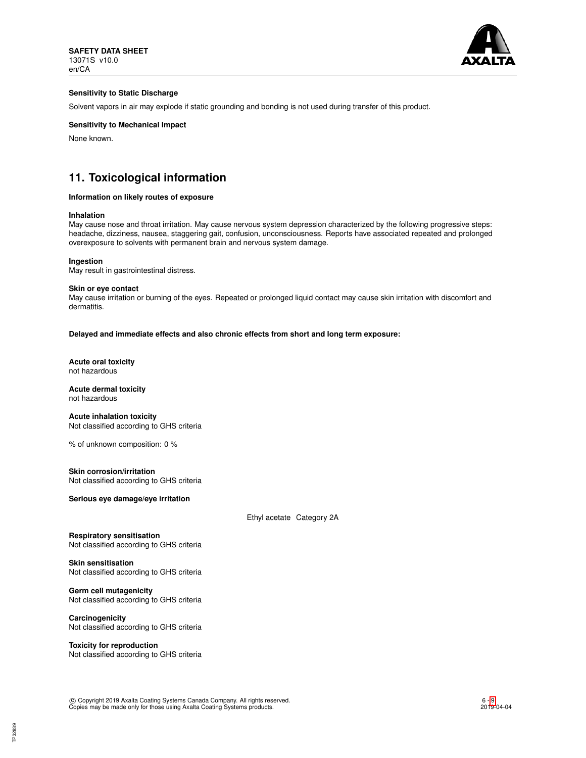**Sensitivity to Static Discharge**

Solvent vapors in air may explode if static grounding and bonding is not used during transfer of this product.

**Sensitivity to Mechanical Impact**

None known.

## 11. Toxicological information

**Information on likely routes of exposure**

**Inhalation**
May cause nose and throat irritation. May cause nervous system depression characterized by the following progressive steps: headache, dizziness, nausea, staggering gait, confusion, unconsciousness. Reports have associated repeated and prolonged overexposure to solvents with permanent brain and nervous system damage.

**Ingestion**
May result in gastrointestinal distress.

**Skin or eye contact**
May cause irritation or burning of the eyes. Repeated or prolonged liquid contact may cause skin irritation with discomfort and dermatitis.

**Delayed and immediate effects and also chronic effects from short and long term exposure:**

**Acute oral toxicity**
not hazardous

**Acute dermal toxicity**
not hazardous

**Acute inhalation toxicity**
Not classified according to GHS criteria

% of unknown composition: 0 %

**Skin corrosion/irritation**
Not classified according to GHS criteria

**Serious eye damage/eye irritation**

| | |
|---|---|
| Ethyl acetate | Category 2A |

**Respiratory sensitisation**
Not classified according to GHS criteria

**Skin sensitisation**
Not classified according to GHS criteria

**Germ cell mutagenicity**
Not classified according to GHS criteria

**Carcinogenicity**
Not classified according to GHS criteria

**Toxicity for reproduction**
Not classified according to GHS criteria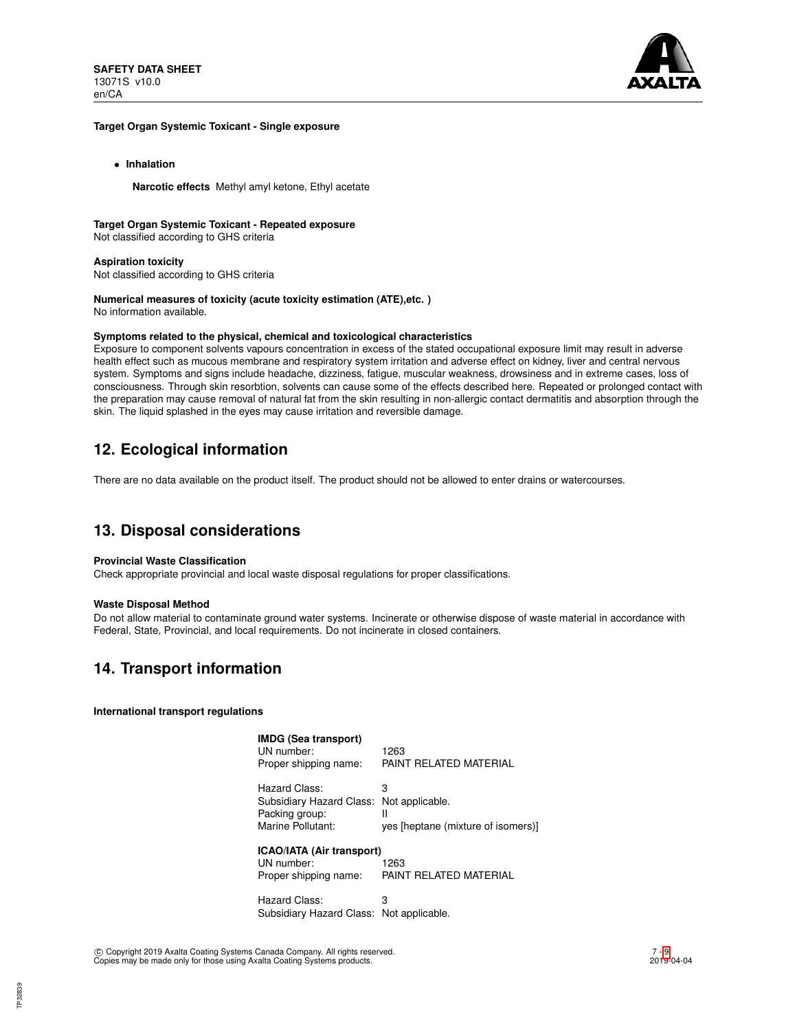**Target Organ Systemic Toxicant - Single exposure**

- **Inhalation**

  **Narcotic effects** Methyl amyl ketone, Ethyl acetate

**Target Organ Systemic Toxicant - Repeated exposure**
Not classified according to GHS criteria

**Aspiration toxicity**
Not classified according to GHS criteria

**Numerical measures of toxicity (acute toxicity estimation (ATE),etc. )**
No information available.

**Symptoms related to the physical, chemical and toxicological characteristics**
Exposure to component solvents vapours concentration in excess of the stated occupational exposure limit may result in adverse health effect such as mucous membrane and respiratory system irritation and adverse effect on kidney, liver and central nervous system. Symptoms and signs include headache, dizziness, fatigue, muscular weakness, drowsiness and in extreme cases, loss of consciousness. Through skin resorbtion, solvents can cause some of the effects described here. Repeated or prolonged contact with the preparation may cause removal of natural fat from the skin resulting in non-allergic contact dermatitis and absorption through the skin. The liquid splashed in the eyes may cause irritation and reversible damage.

## 12. Ecological information

There are no data available on the product itself. The product should not be allowed to enter drains or watercourses.

## 13. Disposal considerations

**Provincial Waste Classification**
Check appropriate provincial and local waste disposal regulations for proper classifications.

**Waste Disposal Method**
Do not allow material to contaminate ground water systems. Incinerate or otherwise dispose of waste material in accordance with Federal, State, Provincial, and local requirements. Do not incinerate in closed containers.

## 14. Transport information

**International transport regulations**

**IMDG (Sea transport)**

| | |
|---|---|
| UN number: | 1263 |
| Proper shipping name: | PAINT RELATED MATERIAL |
| Hazard Class: | 3 |
| Subsidiary Hazard Class: | Not applicable. |
| Packing group: | II |
| Marine Pollutant: | yes [heptane (mixture of isomers)] |

**ICAO/IATA (Air transport)**

| | |
|---|---|
| UN number: | 1263 |
| Proper shipping name: | PAINT RELATED MATERIAL |
| Hazard Class: | 3 |
| Subsidiary Hazard Class: | Not applicable. |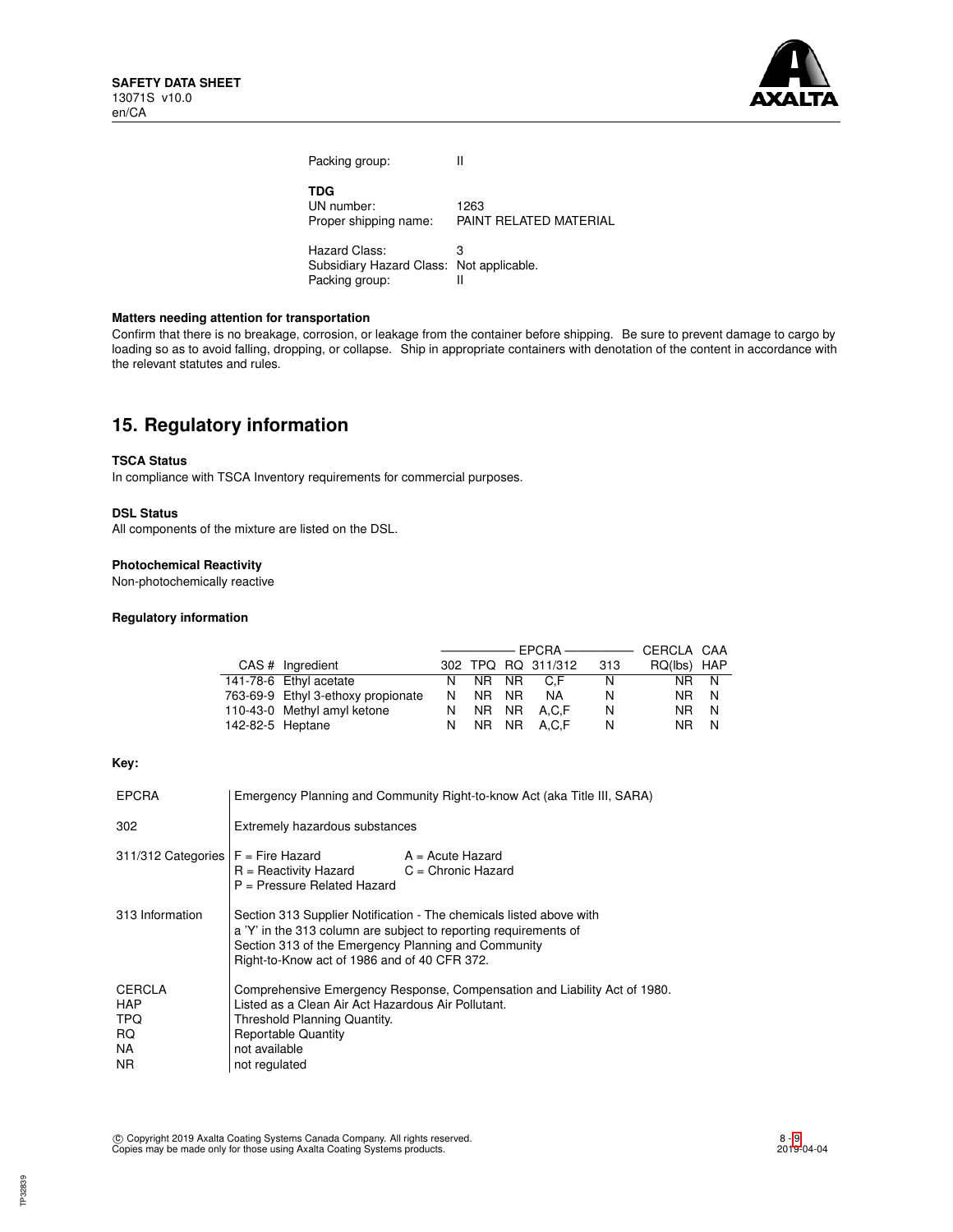Packing group: II

**TDG**

UN number: 1263

Proper shipping name: PAINT RELATED MATERIAL

Hazard Class: 3

Subsidiary Hazard Class: Not applicable.

Packing group: II

**Matters needing attention for transportation**

Confirm that there is no breakage, corrosion, or leakage from the container before shipping. Be sure to prevent damage to cargo by loading so as to avoid falling, dropping, or collapse. Ship in appropriate containers with denotation of the content in accordance with the relevant statutes and rules.

## 15. Regulatory information

**TSCA Status**

In compliance with TSCA Inventory requirements for commercial purposes.

**DSL Status**

All components of the mixture are listed on the DSL.

**Photochemical Reactivity**

Non-photochemically reactive

**Regulatory information**

| | | EPCRA | | | | | CERCLA | CAA |
|---|---|---|---|---|---|---|---|---|
| CAS # | Ingredient | 302 | TPQ | RQ | 311/312 | 313 | RQ(lbs) | HAP |
| 141-78-6 | Ethyl acetate | N | NR | NR | C,F | N | NR | N |
| 763-69-9 | Ethyl 3-ethoxy propionate | N | NR | NR | NA | N | NR | N |
| 110-43-0 | Methyl amyl ketone | N | NR | NR | A,C,F | N | NR | N |
| 142-82-5 | Heptane | N | NR | NR | A,C,F | N | NR | N |

**Key:**

| | |
|---|---|
| EPCRA | Emergency Planning and Community Right-to-know Act (aka Title III, SARA) |
| 302 | Extremely hazardous substances |
| 311/312 Categories | F = Fire Hazard; A = Acute Hazard; R = Reactivity Hazard; C = Chronic Hazard; P = Pressure Related Hazard |
| 313 Information | Section 313 Supplier Notification - The chemicals listed above with a 'Y' in the 313 column are subject to reporting requirements of Section 313 of the Emergency Planning and Community Right-to-Know act of 1986 and of 40 CFR 372. |
| CERCLA | Comprehensive Emergency Response, Compensation and Liability Act of 1980. |
| HAP | Listed as a Clean Air Act Hazardous Air Pollutant. |
| TPQ | Threshold Planning Quantity. |
| RQ | Reportable Quantity |
| NA | not available |
| NR | not regulated |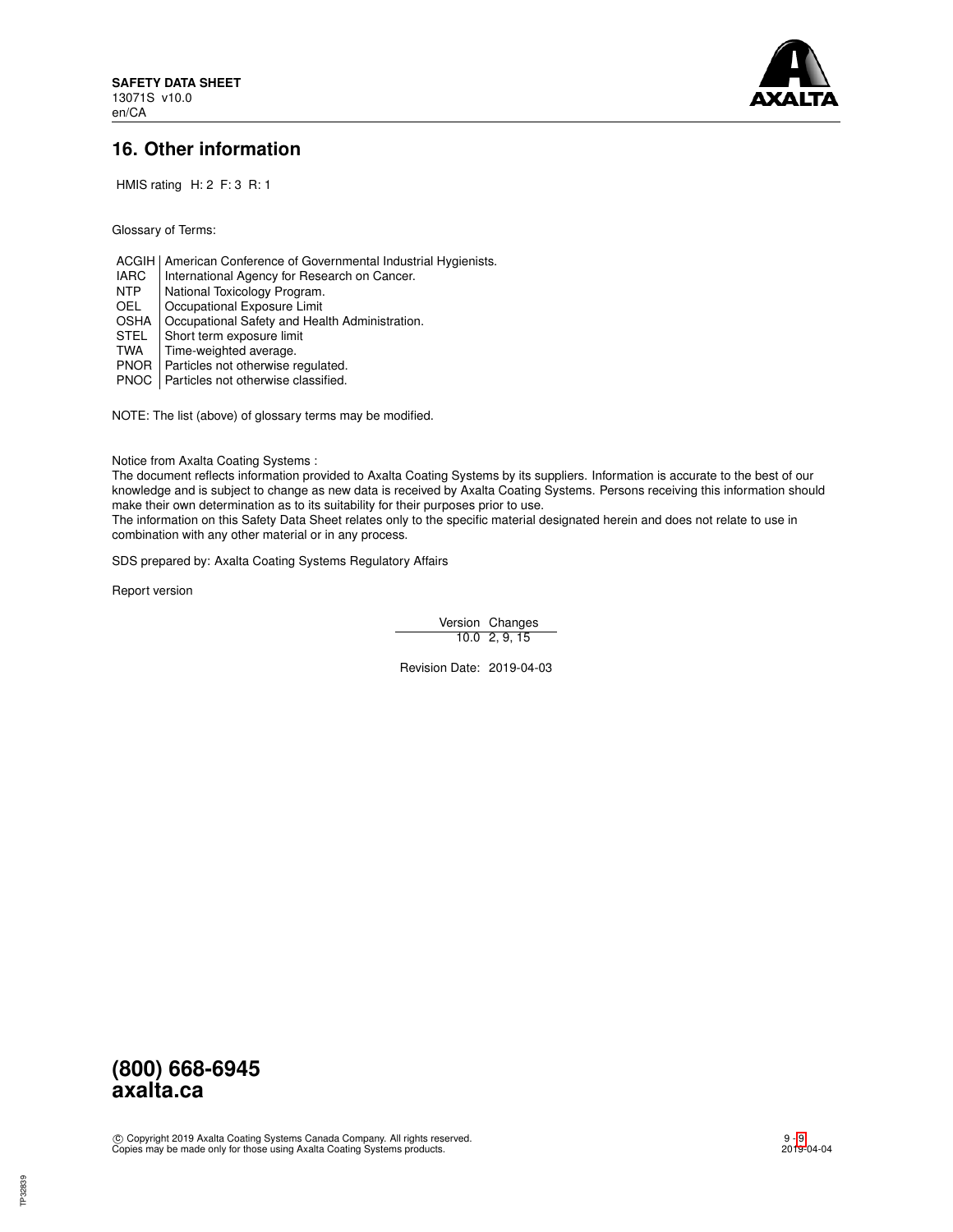## 16. Other information

HMIS rating H: 2 F: 3 R: 1

Glossary of Terms:

| | |
|---|---|
| ACGIH | American Conference of Governmental Industrial Hygienists. |
| IARC | International Agency for Research on Cancer. |
| NTP | National Toxicology Program. |
| OEL | Occupational Exposure Limit |
| OSHA | Occupational Safety and Health Administration. |
| STEL | Short term exposure limit |
| TWA | Time-weighted average. |
| PNOR | Particles not otherwise regulated. |
| PNOC | Particles not otherwise classified. |

NOTE: The list (above) of glossary terms may be modified.

Notice from Axalta Coating Systems :
The document reflects information provided to Axalta Coating Systems by its suppliers. Information is accurate to the best of our knowledge and is subject to change as new data is received by Axalta Coating Systems. Persons receiving this information should make their own determination as to its suitability for their purposes prior to use.
The information on this Safety Data Sheet relates only to the specific material designated herein and does not relate to use in combination with any other material or in any process.

SDS prepared by: Axalta Coating Systems Regulatory Affairs

Report version

| Version | Changes |
|---|---|
| 10.0 | 2, 9, 15 |

Revision Date: 2019-04-03

**(800) 668-6945**
**axalta.ca**

© Copyright 2019 Axalta Coating Systems Canada Company. All rights reserved.
Copies may be made only for those using Axalta Coating Systems products.